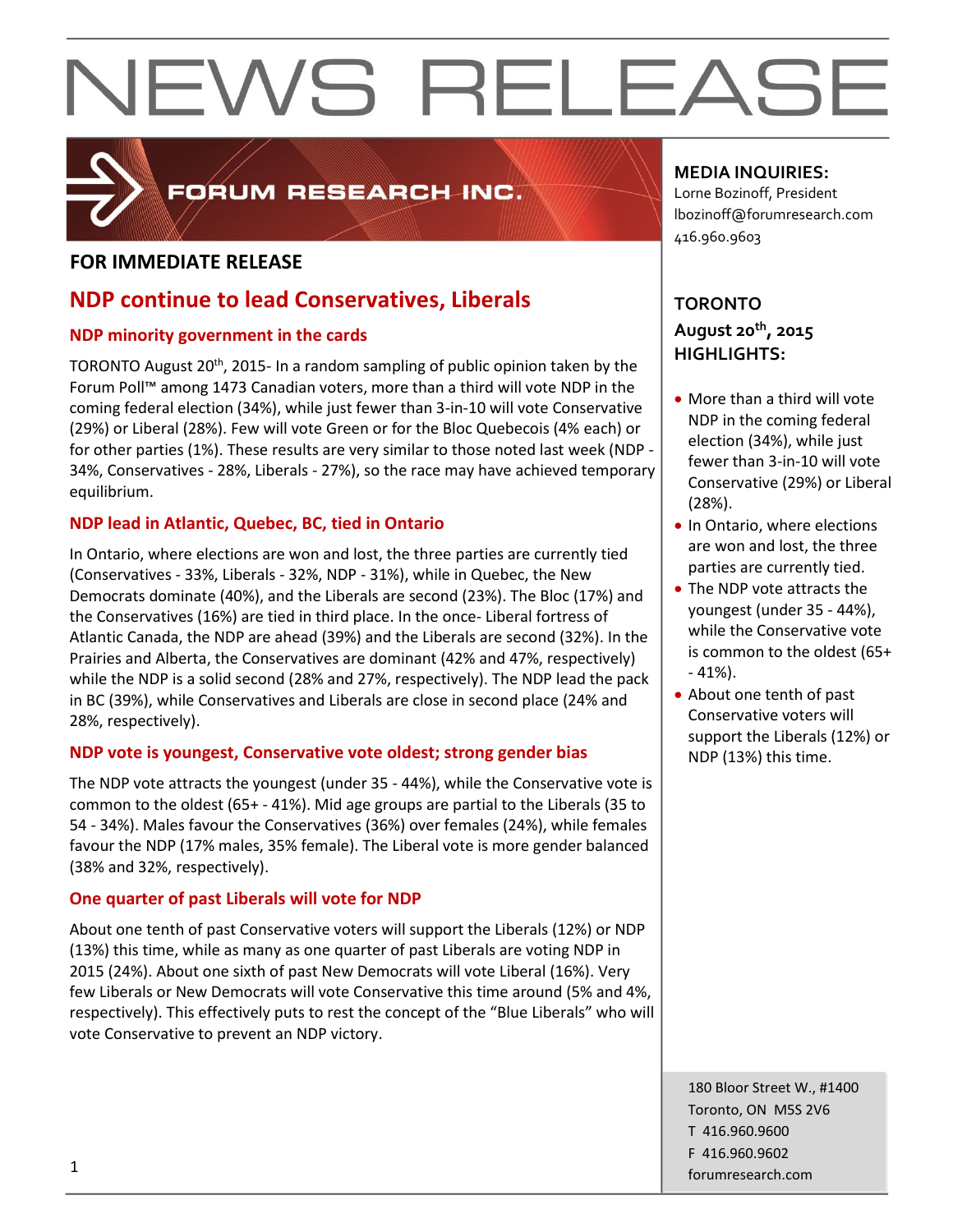# NEWS RELEASE

FORUM RESEARCH INC.

**FOR IMMEDIATE RELEASE**

## NDP continue to lead Conservatives, Liberals

### NDP minority government in the cards

TORONTO August 20th, 2015- In a random sampling of public opinion taken by the Forum Poll™ among 1473 Canadian voters, more than a third will vote NDP in the coming federal election (34%), while just fewer than 3-in-10 will vote Conservative (29%) or Liberal (28%). Few will vote Green or for the Bloc Quebecois (4% each) or for other parties (1%). These results are very similar to those noted last week (NDP - 34%, Conservatives - 28%, Liberals - 27%), so the race may have achieved temporary equilibrium.

### NDP lead in Atlantic, Quebec, BC, tied in Ontario

In Ontario, where elections are won and lost, the three parties are currently tied (Conservatives - 33%, Liberals - 32%, NDP - 31%), while in Quebec, the New Democrats dominate (40%), and the Liberals are second (23%). The Bloc (17%) and the Conservatives (16%) are tied in third place. In the once- Liberal fortress of Atlantic Canada, the NDP are ahead (39%) and the Liberals are second (32%). In the Prairies and Alberta, the Conservatives are dominant (42% and 47%, respectively) while the NDP is a solid second (28% and 27%, respectively). The NDP lead the pack in BC (39%), while Conservatives and Liberals are close in second place (24% and 28%, respectively).

### NDP vote is youngest, Conservative vote oldest; strong gender bias

The NDP vote attracts the youngest (under 35 - 44%), while the Conservative vote is common to the oldest (65+ - 41%). Mid age groups are partial to the Liberals (35 to 54 - 34%). Males favour the Conservatives (36%) over females (24%), while females favour the NDP (17% males, 35% female). The Liberal vote is more gender balanced (38% and 32%, respectively).

### One quarter of past Liberals will vote for NDP

About one tenth of past Conservative voters will support the Liberals (12%) or NDP (13%) this time, while as many as one quarter of past Liberals are voting NDP in 2015 (24%). About one sixth of past New Democrats will vote Liberal (16%). Very few Liberals or New Democrats will vote Conservative this time around (5% and 4%, respectively). This effectively puts to rest the concept of the "Blue Liberals" who will vote Conservative to prevent an NDP victory.

**MEDIA INQUIRIES:**
Lorne Bozinoff, President
lbozinoff@forumresearch.com
416.960.9603

**TORONTO**
**August 20th, 2015**
**HIGHLIGHTS:**

- More than a third will vote NDP in the coming federal election (34%), while just fewer than 3-in-10 will vote Conservative (29%) or Liberal (28%).
- In Ontario, where elections are won and lost, the three parties are currently tied.
- The NDP vote attracts the youngest (under 35 - 44%), while the Conservative vote is common to the oldest (65+ - 41%).
- About one tenth of past Conservative voters will support the Liberals (12%) or NDP (13%) this time.

180 Bloor Street W., #1400
Toronto, ON M5S 2V6
T 416.960.9600
F 416.960.9602
forumresearch.com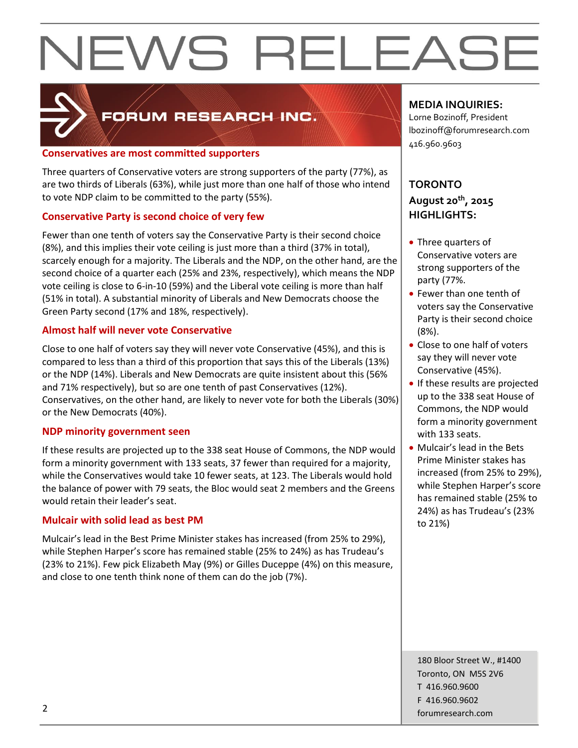# NEWS RELEASE

FORUM RESEARCH INC.

## Conservatives are most committed supporters

Three quarters of Conservative voters are strong supporters of the party (77%), as are two thirds of Liberals (63%), while just more than one half of those who intend to vote NDP claim to be committed to the party (55%).

## Conservative Party is second choice of very few

Fewer than one tenth of voters say the Conservative Party is their second choice (8%), and this implies their vote ceiling is just more than a third (37% in total), scarcely enough for a majority. The Liberals and the NDP, on the other hand, are the second choice of a quarter each (25% and 23%, respectively), which means the NDP vote ceiling is close to 6-in-10 (59%) and the Liberal vote ceiling is more than half (51% in total). A substantial minority of Liberals and New Democrats choose the Green Party second (17% and 18%, respectively).

## Almost half will never vote Conservative

Close to one half of voters say they will never vote Conservative (45%), and this is compared to less than a third of this proportion that says this of the Liberals (13%) or the NDP (14%). Liberals and New Democrats are quite insistent about this (56% and 71% respectively), but so are one tenth of past Conservatives (12%). Conservatives, on the other hand, are likely to never vote for both the Liberals (30%) or the New Democrats (40%).

## NDP minority government seen

If these results are projected up to the 338 seat House of Commons, the NDP would form a minority government with 133 seats, 37 fewer than required for a majority, while the Conservatives would take 10 fewer seats, at 123. The Liberals would hold the balance of power with 79 seats, the Bloc would seat 2 members and the Greens would retain their leader's seat.

## Mulcair with solid lead as best PM

Mulcair's lead in the Best Prime Minister stakes has increased (from 25% to 29%), while Stephen Harper's score has remained stable (25% to 24%) as has Trudeau's (23% to 21%). Few pick Elizabeth May (9%) or Gilles Duceppe (4%) on this measure, and close to one tenth think none of them can do the job (7%).

**MEDIA INQUIRIES:**
Lorne Bozinoff, President
lbozinoff@forumresearch.com
416.960.9603

**TORONTO**
**August 20th, 2015**
**HIGHLIGHTS:**

- Three quarters of Conservative voters are strong supporters of the party (77%.
- Fewer than one tenth of voters say the Conservative Party is their second choice (8%).
- Close to one half of voters say they will never vote Conservative (45%).
- If these results are projected up to the 338 seat House of Commons, the NDP would form a minority government with 133 seats.
- Mulcair's lead in the Bets Prime Minister stakes has increased (from 25% to 29%), while Stephen Harper's score has remained stable (25% to 24%) as has Trudeau's (23% to 21%)

180 Bloor Street W., #1400
Toronto, ON M5S 2V6
T 416.960.9600
F 416.960.9602
forumresearch.com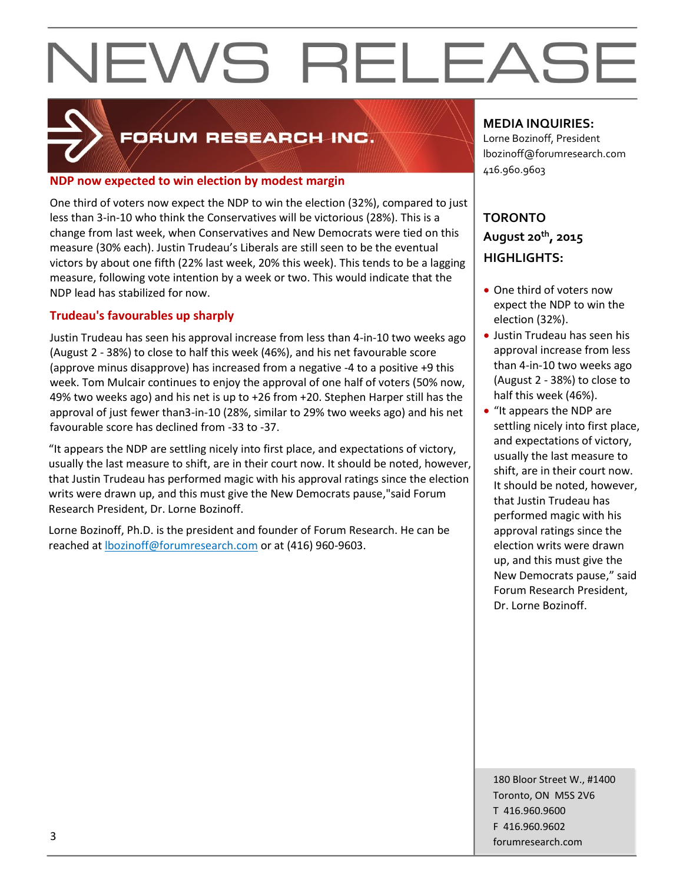# NEWS RELEASE

**FORUM RESEARCH INC.**

## NDP now expected to win election by modest margin

One third of voters now expect the NDP to win the election (32%), compared to just less than 3-in-10 who think the Conservatives will be victorious (28%). This is a change from last week, when Conservatives and New Democrats were tied on this measure (30% each). Justin Trudeau's Liberals are still seen to be the eventual victors by about one fifth (22% last week, 20% this week). This tends to be a lagging measure, following vote intention by a week or two. This would indicate that the NDP lead has stabilized for now.

## Trudeau's favourables up sharply

Justin Trudeau has seen his approval increase from less than 4-in-10 two weeks ago (August 2 - 38%) to close to half this week (46%), and his net favourable score (approve minus disapprove) has increased from a negative -4 to a positive +9 this week. Tom Mulcair continues to enjoy the approval of one half of voters (50% now, 49% two weeks ago) and his net is up to +26 from +20. Stephen Harper still has the approval of just fewer than3-in-10 (28%, similar to 29% two weeks ago) and his net favourable score has declined from -33 to -37.

"It appears the NDP are settling nicely into first place, and expectations of victory, usually the last measure to shift, are in their court now. It should be noted, however, that Justin Trudeau has performed magic with his approval ratings since the election writs were drawn up, and this must give the New Democrats pause,"said Forum Research President, Dr. Lorne Bozinoff.

Lorne Bozinoff, Ph.D. is the president and founder of Forum Research. He can be reached at [lbozinoff@forumresearch.com](mailto:lbozinoff@forumresearch.com) or at (416) 960-9603.

**MEDIA INQUIRIES:**
Lorne Bozinoff, President
lbozinoff@forumresearch.com
416.960.9603

**TORONTO**
**August 20th, 2015**

**HIGHLIGHTS:**

- One third of voters now expect the NDP to win the election (32%).
- Justin Trudeau has seen his approval increase from less than 4-in-10 two weeks ago (August 2 - 38%) to close to half this week (46%).
- "It appears the NDP are settling nicely into first place, and expectations of victory, usually the last measure to shift, are in their court now. It should be noted, however, that Justin Trudeau has performed magic with his approval ratings since the election writs were drawn up, and this must give the New Democrats pause," said Forum Research President, Dr. Lorne Bozinoff.

180 Bloor Street W., #1400
Toronto, ON M5S 2V6
T 416.960.9600
F 416.960.9602
forumresearch.com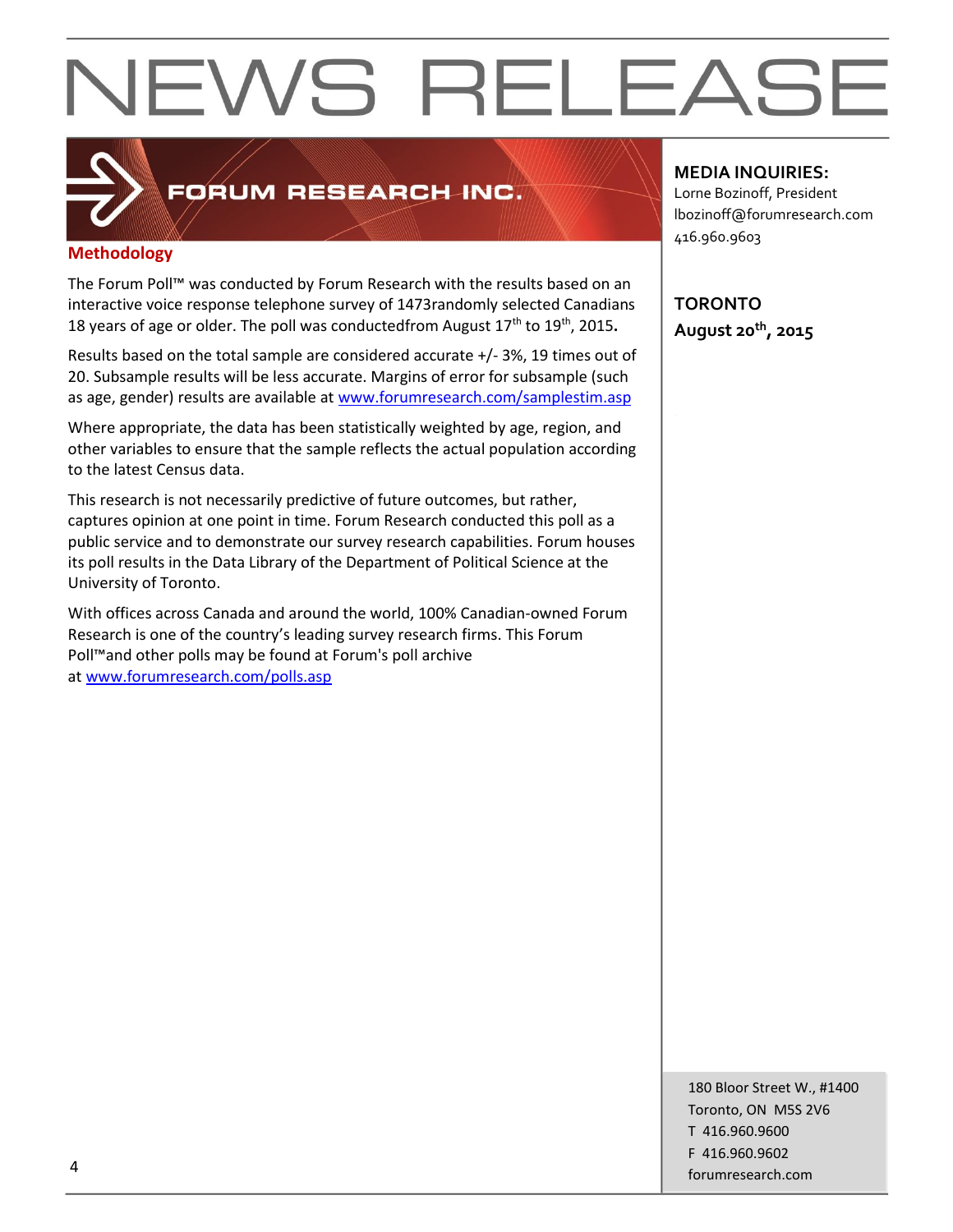# NEWS RELEASE

**FORUM RESEARCH INC.**

**MEDIA INQUIRIES:**
Lorne Bozinoff, President
lbozinoff@forumresearch.com
416.960.9603

**TORONTO**
**August 20th, 2015**

## Methodology

The Forum Poll™ was conducted by Forum Research with the results based on an interactive voice response telephone survey of 1473randomly selected Canadians 18 years of age or older. The poll was conductedfrom August 17th to 19th, 2015**.**

Results based on the total sample are considered accurate +/- 3%, 19 times out of 20. Subsample results will be less accurate. Margins of error for subsample (such as age, gender) results are available at www.forumresearch.com/samplestim.asp

Where appropriate, the data has been statistically weighted by age, region, and other variables to ensure that the sample reflects the actual population according to the latest Census data.

This research is not necessarily predictive of future outcomes, but rather, captures opinion at one point in time. Forum Research conducted this poll as a public service and to demonstrate our survey research capabilities. Forum houses its poll results in the Data Library of the Department of Political Science at the University of Toronto.

With offices across Canada and around the world, 100% Canadian-owned Forum Research is one of the country's leading survey research firms. This Forum Poll™and other polls may be found at Forum's poll archive at www.forumresearch.com/polls.asp

180 Bloor Street W., #1400
Toronto, ON M5S 2V6
T 416.960.9600
F 416.960.9602
forumresearch.com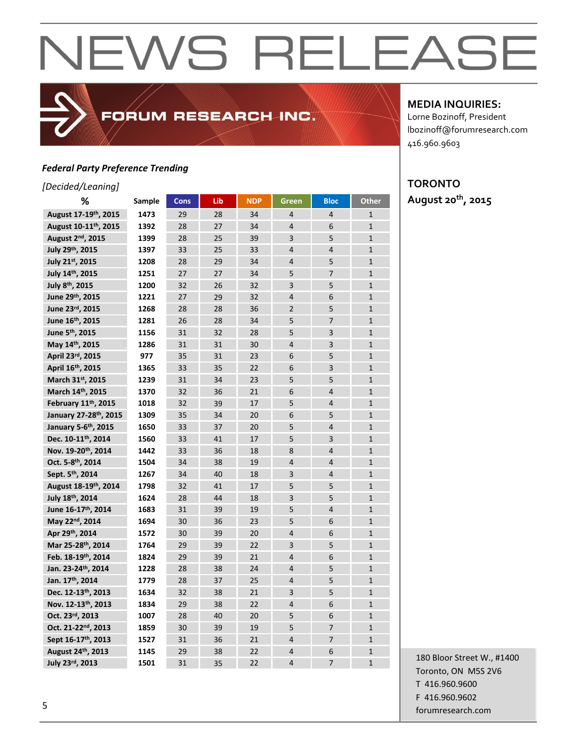# NEWS RELEASE

FORUM RESEARCH INC.

**MEDIA INQUIRIES:**
Lorne Bozinoff, President
lbozinoff@forumresearch.com
416.960.9603

**TORONTO**
**August 20th, 2015**

***Federal Party Preference Trending***

*[Decided/Leaning]*

| % | Sample | Cons | Lib | NDP | Green | Bloc | Other |
|---|---|---|---|---|---|---|---|
| **August 17-19th, 2015** | **1473** | 29 | 28 | 34 | 4 | 4 | 1 |
| **August 10-11th, 2015** | **1392** | 28 | 27 | 34 | 4 | 6 | 1 |
| **August 2nd, 2015** | **1399** | 28 | 25 | 39 | 3 | 5 | 1 |
| **July 29th, 2015** | **1397** | 33 | 25 | 33 | 4 | 4 | 1 |
| **July 21st, 2015** | **1208** | 28 | 29 | 34 | 4 | 5 | 1 |
| **July 14th, 2015** | **1251** | 27 | 27 | 34 | 5 | 7 | 1 |
| **July 8th, 2015** | **1200** | 32 | 26 | 32 | 3 | 5 | 1 |
| **June 29th, 2015** | **1221** | 27 | 29 | 32 | 4 | 6 | 1 |
| **June 23rd, 2015** | **1268** | 28 | 28 | 36 | 2 | 5 | 1 |
| **June 16th, 2015** | **1281** | 26 | 28 | 34 | 5 | 7 | 1 |
| **June 5th, 2015** | **1156** | 31 | 32 | 28 | 5 | 3 | 1 |
| **May 14th, 2015** | **1286** | 31 | 31 | 30 | 4 | 3 | 1 |
| **April 23rd, 2015** | **977** | 35 | 31 | 23 | 6 | 5 | 1 |
| **April 16th, 2015** | **1365** | 33 | 35 | 22 | 6 | 3 | 1 |
| **March 31st, 2015** | **1239** | 31 | 34 | 23 | 5 | 5 | 1 |
| **March 14th, 2015** | **1370** | 32 | 36 | 21 | 6 | 4 | 1 |
| **February 11th, 2015** | **1018** | 32 | 39 | 17 | 5 | 4 | 1 |
| **January 27-28th, 2015** | **1309** | 35 | 34 | 20 | 6 | 5 | 1 |
| **January 5-6th, 2015** | **1650** | 33 | 37 | 20 | 5 | 4 | 1 |
| **Dec. 10-11th, 2014** | **1560** | 33 | 41 | 17 | 5 | 3 | 1 |
| **Nov. 19-20th, 2014** | **1442** | 33 | 36 | 18 | 8 | 4 | 1 |
| **Oct. 5-8th, 2014** | **1504** | 34 | 38 | 19 | 4 | 4 | 1 |
| **Sept. 5th, 2014** | **1267** | 34 | 40 | 18 | 3 | 4 | 1 |
| **August 18-19th, 2014** | **1798** | 32 | 41 | 17 | 5 | 5 | 1 |
| **July 18th, 2014** | **1624** | 28 | 44 | 18 | 3 | 5 | 1 |
| **June 16-17th, 2014** | **1683** | 31 | 39 | 19 | 5 | 4 | 1 |
| **May 22nd, 2014** | **1694** | 30 | 36 | 23 | 5 | 6 | 1 |
| **Apr 29th, 2014** | **1572** | 30 | 39 | 20 | 4 | 6 | 1 |
| **Mar 25-28th, 2014** | **1764** | 29 | 39 | 22 | 3 | 5 | 1 |
| **Feb. 18-19th, 2014** | **1824** | 29 | 39 | 21 | 4 | 6 | 1 |
| **Jan. 23-24th, 2014** | **1228** | 28 | 38 | 24 | 4 | 5 | 1 |
| **Jan. 17th, 2014** | **1779** | 28 | 37 | 25 | 4 | 5 | 1 |
| **Dec. 12-13th, 2013** | **1634** | 32 | 38 | 21 | 3 | 5 | 1 |
| **Nov. 12-13th, 2013** | **1834** | 29 | 38 | 22 | 4 | 6 | 1 |
| **Oct. 23rd, 2013** | **1007** | 28 | 40 | 20 | 5 | 6 | 1 |
| **Oct. 21-22nd, 2013** | **1859** | 30 | 39 | 19 | 5 | 7 | 1 |
| **Sept 16-17th, 2013** | **1527** | 31 | 36 | 21 | 4 | 7 | 1 |
| **August 24th, 2013** | **1145** | 29 | 38 | 22 | 4 | 6 | 1 |
| **July 23rd, 2013** | **1501** | 31 | 35 | 22 | 4 | 7 | 1 |

180 Bloor Street W., #1400
Toronto, ON M5S 2V6
T 416.960.9600
F 416.960.9602
forumresearch.com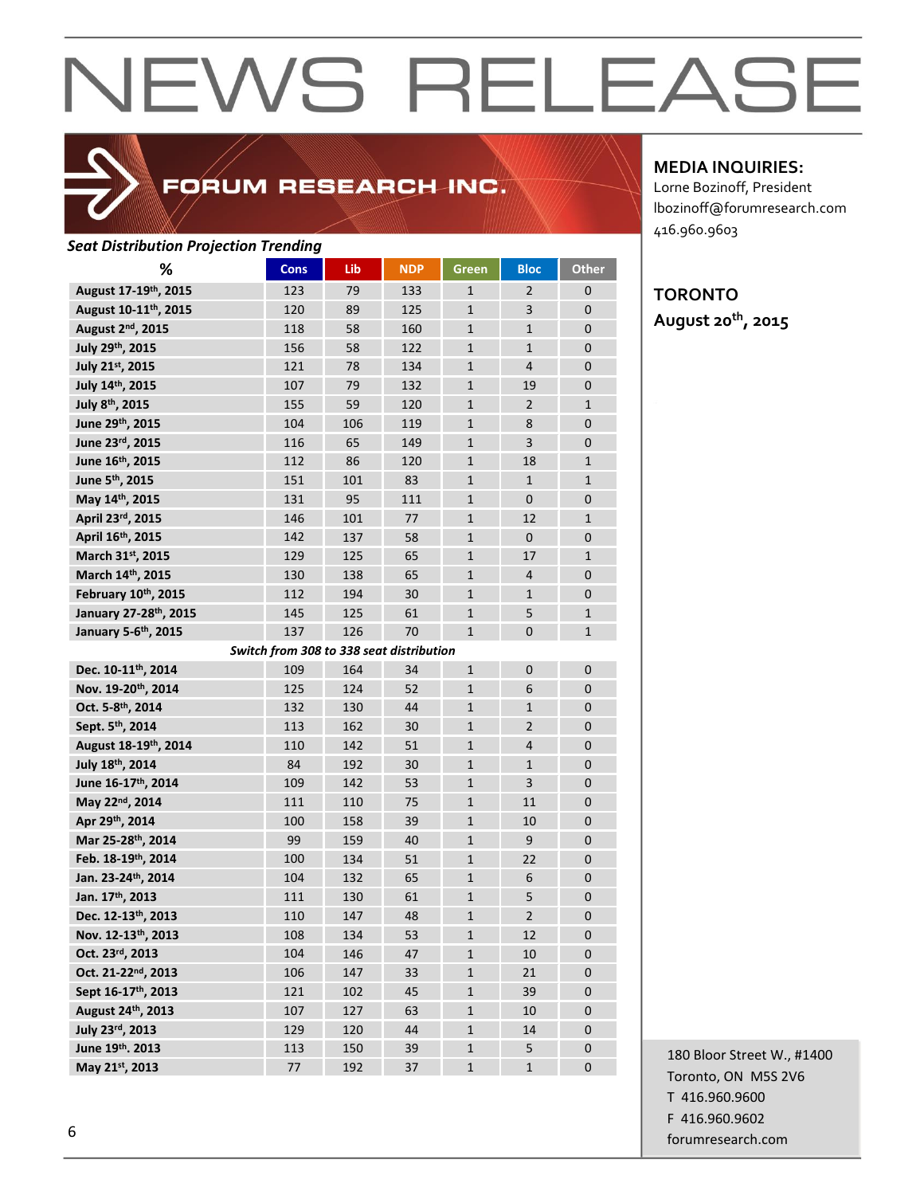# NEWS RELEASE

**FORUM RESEARCH INC.**

**MEDIA INQUIRIES:**
Lorne Bozinoff, President
lbozinoff@forumresearch.com
416.960.9603

**TORONTO**
**August 20th, 2015**

***Seat Distribution Projection Trending***

| % | Cons | Lib | NDP | Green | Bloc | Other |
|---|---|---|---|---|---|---|
| **August 17-19th, 2015** | 123 | 79 | 133 | 1 | 2 | 0 |
| **August 10-11th, 2015** | 120 | 89 | 125 | 1 | 3 | 0 |
| **August 2nd, 2015** | 118 | 58 | 160 | 1 | 1 | 0 |
| **July 29th, 2015** | 156 | 58 | 122 | 1 | 1 | 0 |
| **July 21st, 2015** | 121 | 78 | 134 | 1 | 4 | 0 |
| **July 14th, 2015** | 107 | 79 | 132 | 1 | 19 | 0 |
| **July 8th, 2015** | 155 | 59 | 120 | 1 | 2 | 1 |
| **June 29th, 2015** | 104 | 106 | 119 | 1 | 8 | 0 |
| **June 23rd, 2015** | 116 | 65 | 149 | 1 | 3 | 0 |
| **June 16th, 2015** | 112 | 86 | 120 | 1 | 18 | 1 |
| **June 5th, 2015** | 151 | 101 | 83 | 1 | 1 | 1 |
| **May 14th, 2015** | 131 | 95 | 111 | 1 | 0 | 0 |
| **April 23rd, 2015** | 146 | 101 | 77 | 1 | 12 | 1 |
| **April 16th, 2015** | 142 | 137 | 58 | 1 | 0 | 0 |
| **March 31st, 2015** | 129 | 125 | 65 | 1 | 17 | 1 |
| **March 14th, 2015** | 130 | 138 | 65 | 1 | 4 | 0 |
| **February 10th, 2015** | 112 | 194 | 30 | 1 | 1 | 0 |
| **January 27-28th, 2015** | 145 | 125 | 61 | 1 | 5 | 1 |
| **January 5-6th, 2015** | 137 | 126 | 70 | 1 | 0 | 1 |
| ***Switch from 308 to 338 seat distribution*** | | | | | | |
| **Dec. 10-11th, 2014** | 109 | 164 | 34 | 1 | 0 | 0 |
| **Nov. 19-20th, 2014** | 125 | 124 | 52 | 1 | 6 | 0 |
| **Oct. 5-8th, 2014** | 132 | 130 | 44 | 1 | 1 | 0 |
| **Sept. 5th, 2014** | 113 | 162 | 30 | 1 | 2 | 0 |
| **August 18-19th, 2014** | 110 | 142 | 51 | 1 | 4 | 0 |
| **July 18th, 2014** | 84 | 192 | 30 | 1 | 1 | 0 |
| **June 16-17th, 2014** | 109 | 142 | 53 | 1 | 3 | 0 |
| **May 22nd, 2014** | 111 | 110 | 75 | 1 | 11 | 0 |
| **Apr 29th, 2014** | 100 | 158 | 39 | 1 | 10 | 0 |
| **Mar 25-28th, 2014** | 99 | 159 | 40 | 1 | 9 | 0 |
| **Feb. 18-19th, 2014** | 100 | 134 | 51 | 1 | 22 | 0 |
| **Jan. 23-24th, 2014** | 104 | 132 | 65 | 1 | 6 | 0 |
| **Jan. 17th, 2013** | 111 | 130 | 61 | 1 | 5 | 0 |
| **Dec. 12-13th, 2013** | 110 | 147 | 48 | 1 | 2 | 0 |
| **Nov. 12-13th, 2013** | 108 | 134 | 53 | 1 | 12 | 0 |
| **Oct. 23rd, 2013** | 104 | 146 | 47 | 1 | 10 | 0 |
| **Oct. 21-22nd, 2013** | 106 | 147 | 33 | 1 | 21 | 0 |
| **Sept 16-17th, 2013** | 121 | 102 | 45 | 1 | 39 | 0 |
| **August 24th, 2013** | 107 | 127 | 63 | 1 | 10 | 0 |
| **July 23rd, 2013** | 129 | 120 | 44 | 1 | 14 | 0 |
| **June 19th. 2013** | 113 | 150 | 39 | 1 | 5 | 0 |
| **May 21st, 2013** | 77 | 192 | 37 | 1 | 1 | 0 |

180 Bloor Street W., #1400
Toronto, ON M5S 2V6
T 416.960.9600
F 416.960.9602
forumresearch.com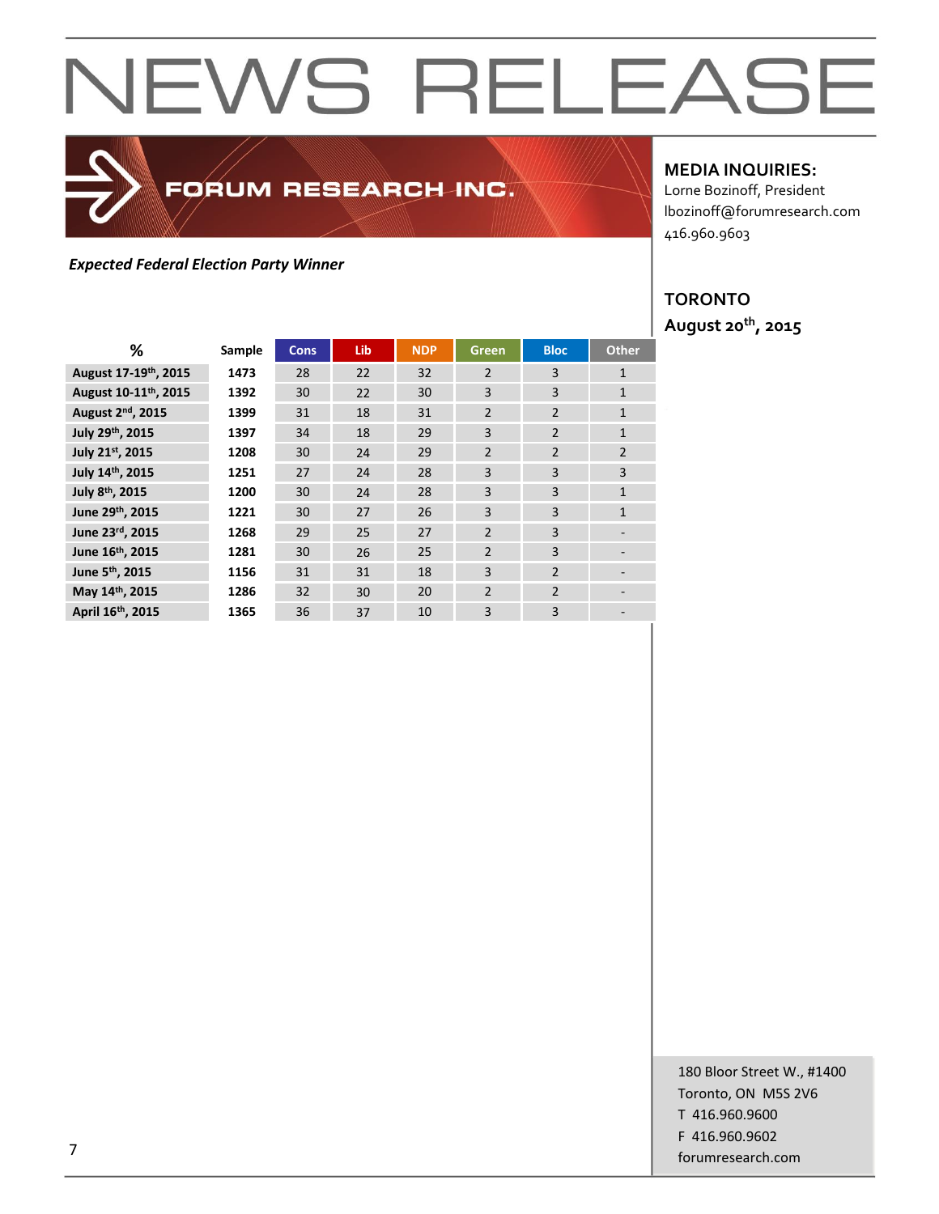# NEWS RELEASE

FORUM RESEARCH INC.

**MEDIA INQUIRIES:**
Lorne Bozinoff, President
lbozinoff@forumresearch.com
416.960.9603

**TORONTO**
**August 20th, 2015**

***Expected Federal Election Party Winner***

| % | Sample | Cons | Lib | NDP | Green | Bloc | Other |
|---|---|---|---|---|---|---|---|
| **August 17-19th, 2015** | **1473** | 28 | 22 | 32 | 2 | 3 | 1 |
| **August 10-11th, 2015** | **1392** | 30 | 22 | 30 | 3 | 3 | 1 |
| **August 2nd, 2015** | **1399** | 31 | 18 | 31 | 2 | 2 | 1 |
| **July 29th, 2015** | **1397** | 34 | 18 | 29 | 3 | 2 | 1 |
| **July 21st, 2015** | **1208** | 30 | 24 | 29 | 2 | 2 | 2 |
| **July 14th, 2015** | **1251** | 27 | 24 | 28 | 3 | 3 | 3 |
| **July 8th, 2015** | **1200** | 30 | 24 | 28 | 3 | 3 | 1 |
| **June 29th, 2015** | **1221** | 30 | 27 | 26 | 3 | 3 | 1 |
| **June 23rd, 2015** | **1268** | 29 | 25 | 27 | 2 | 3 | - |
| **June 16th, 2015** | **1281** | 30 | 26 | 25 | 2 | 3 | - |
| **June 5th, 2015** | **1156** | 31 | 31 | 18 | 3 | 2 | - |
| **May 14th, 2015** | **1286** | 32 | 30 | 20 | 2 | 2 | - |
| **April 16th, 2015** | **1365** | 36 | 37 | 10 | 3 | 3 | - |

180 Bloor Street W., #1400
Toronto, ON M5S 2V6
T 416.960.9600
F 416.960.9602
forumresearch.com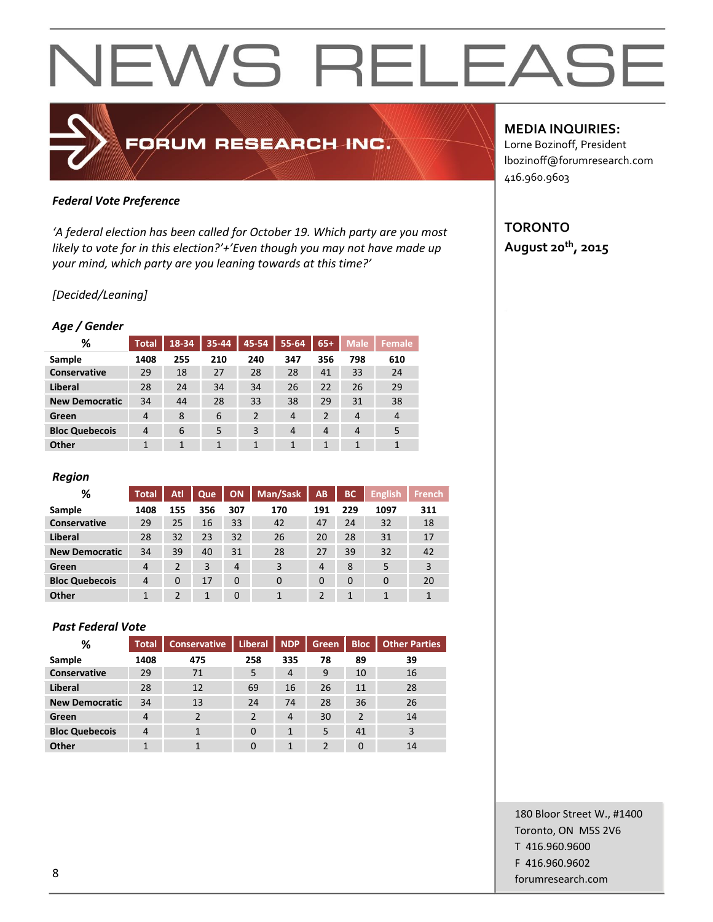# NEWS RELEASE

**FORUM RESEARCH INC.**

**MEDIA INQUIRIES:**
Lorne Bozinoff, President
lbozinoff@forumresearch.com
416.960.9603

**TORONTO**
**August 20th, 2015**

***Federal Vote Preference***

*'A federal election has been called for October 19. Which party are you most likely to vote for in this election?'+'Even though you may not have made up your mind, which party are you leaning towards at this time?'*

*[Decided/Leaning]*

***Age / Gender***

| % | Total | 18-34 | 35-44 | 45-54 | 55-64 | 65+ | Male | Female |
|---|---|---|---|---|---|---|---|---|
| **Sample** | **1408** | **255** | **210** | **240** | **347** | **356** | **798** | **610** |
| **Conservative** | 29 | 18 | 27 | 28 | 28 | 41 | 33 | 24 |
| **Liberal** | 28 | 24 | 34 | 34 | 26 | 22 | 26 | 29 |
| **New Democratic** | 34 | 44 | 28 | 33 | 38 | 29 | 31 | 38 |
| **Green** | 4 | 8 | 6 | 2 | 4 | 2 | 4 | 4 |
| **Bloc Quebecois** | 4 | 6 | 5 | 3 | 4 | 4 | 4 | 5 |
| **Other** | 1 | 1 | 1 | 1 | 1 | 1 | 1 | 1 |

***Region***

| % | Total | Atl | Que | ON | Man/Sask | AB | BC | English | French |
|---|---|---|---|---|---|---|---|---|---|
| **Sample** | **1408** | **155** | **356** | **307** | **170** | **191** | **229** | **1097** | **311** |
| **Conservative** | 29 | 25 | 16 | 33 | 42 | 47 | 24 | 32 | 18 |
| **Liberal** | 28 | 32 | 23 | 32 | 26 | 20 | 28 | 31 | 17 |
| **New Democratic** | 34 | 39 | 40 | 31 | 28 | 27 | 39 | 32 | 42 |
| **Green** | 4 | 2 | 3 | 4 | 3 | 4 | 8 | 5 | 3 |
| **Bloc Quebecois** | 4 | 0 | 17 | 0 | 0 | 0 | 0 | 0 | 20 |
| **Other** | 1 | 2 | 1 | 0 | 1 | 2 | 1 | 1 | 1 |

***Past Federal Vote***

| % | Total | Conservative | Liberal | NDP | Green | Bloc | Other Parties |
|---|---|---|---|---|---|---|---|
| **Sample** | **1408** | **475** | **258** | **335** | **78** | **89** | **39** |
| **Conservative** | 29 | 71 | 5 | 4 | 9 | 10 | 16 |
| **Liberal** | 28 | 12 | 69 | 16 | 26 | 11 | 28 |
| **New Democratic** | 34 | 13 | 24 | 74 | 28 | 36 | 26 |
| **Green** | 4 | 2 | 2 | 4 | 30 | 2 | 14 |
| **Bloc Quebecois** | 4 | 1 | 0 | 1 | 5 | 41 | 3 |
| **Other** | 1 | 1 | 0 | 1 | 2 | 0 | 14 |

180 Bloor Street W., #1400
Toronto, ON M5S 2V6
T 416.960.9600
F 416.960.9602
forumresearch.com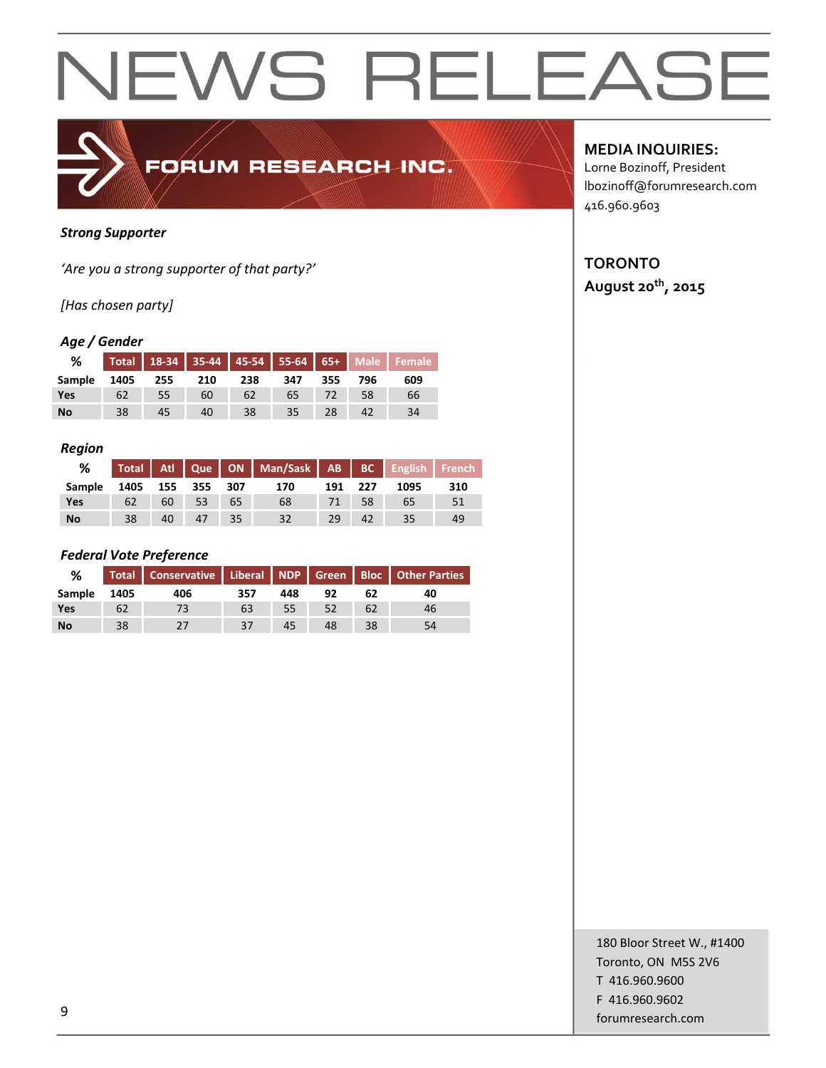# NEWS RELEASE

FORUM RESEARCH INC.

**MEDIA INQUIRIES:**
Lorne Bozinoff, President
lbozinoff@forumresearch.com
416.960.9603

**TORONTO**
**August 20th, 2015**

***Strong Supporter***

*'Are you a strong supporter of that party?'*

*[Has chosen party]*

### *Age / Gender*

| % | Total | 18-34 | 35-44 | 45-54 | 55-64 | 65+ | Male | Female |
|---|---|---|---|---|---|---|---|---|
| Sample | 1405 | 255 | 210 | 238 | 347 | 355 | 796 | 609 |
| Yes | 62 | 55 | 60 | 62 | 65 | 72 | 58 | 66 |
| No | 38 | 45 | 40 | 38 | 35 | 28 | 42 | 34 |

### *Region*

| % | Total | Atl | Que | ON | Man/Sask | AB | BC | English | French |
|---|---|---|---|---|---|---|---|---|---|
| Sample | 1405 | 155 | 355 | 307 | 170 | 191 | 227 | 1095 | 310 |
| Yes | 62 | 60 | 53 | 65 | 68 | 71 | 58 | 65 | 51 |
| No | 38 | 40 | 47 | 35 | 32 | 29 | 42 | 35 | 49 |

### *Federal Vote Preference*

| % | Total | Conservative | Liberal | NDP | Green | Bloc | Other Parties |
|---|---|---|---|---|---|---|---|
| Sample | 1405 | 406 | 357 | 448 | 92 | 62 | 40 |
| Yes | 62 | 73 | 63 | 55 | 52 | 62 | 46 |
| No | 38 | 27 | 37 | 45 | 48 | 38 | 54 |

180 Bloor Street W., #1400
Toronto, ON M5S 2V6
T 416.960.9600
F 416.960.9602
forumresearch.com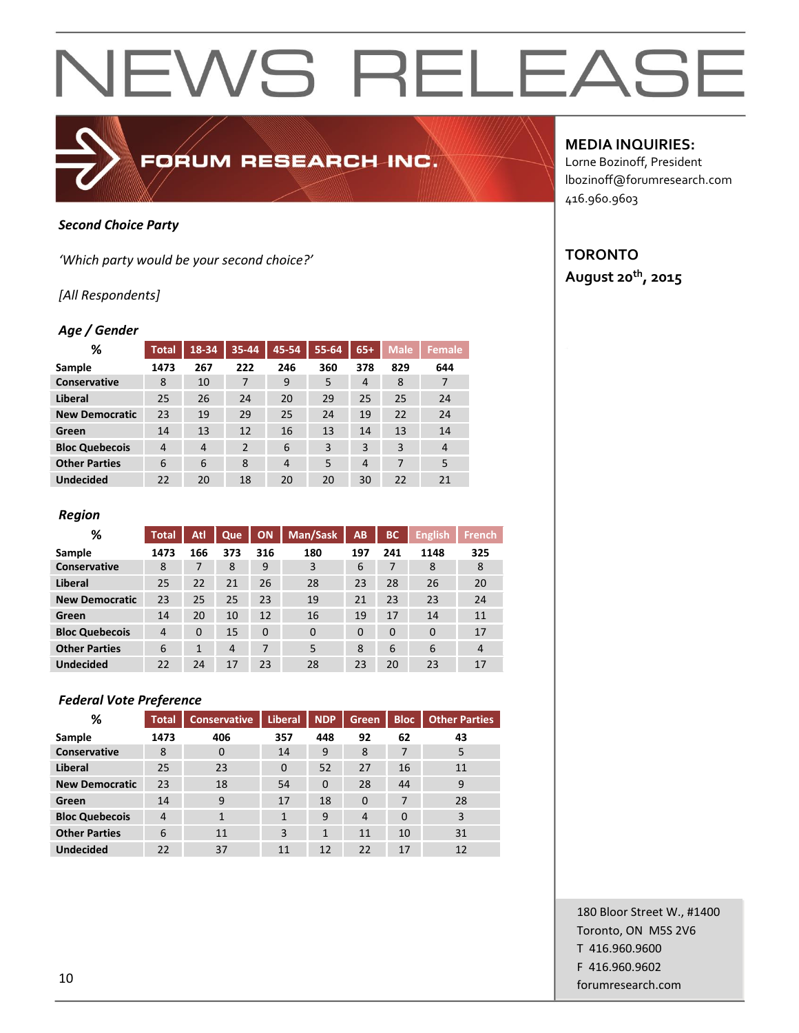# NEWS RELEASE

FORUM RESEARCH INC.

**MEDIA INQUIRIES:**
Lorne Bozinoff, President
lbozinoff@forumresearch.com
416.960.9603

**TORONTO**
**August 20th, 2015**

***Second Choice Party***

*'Which party would be your second choice?'*

*[All Respondents]*

### *Age / Gender*

| % | Total | 18-34 | 35-44 | 45-54 | 55-64 | 65+ | Male | Female |
|---|---|---|---|---|---|---|---|---|
| **Sample** | 1473 | 267 | 222 | 246 | 360 | 378 | 829 | 644 |
| **Conservative** | 8 | 10 | 7 | 9 | 5 | 4 | 8 | 7 |
| **Liberal** | 25 | 26 | 24 | 20 | 29 | 25 | 25 | 24 |
| **New Democratic** | 23 | 19 | 29 | 25 | 24 | 19 | 22 | 24 |
| **Green** | 14 | 13 | 12 | 16 | 13 | 14 | 13 | 14 |
| **Bloc Quebecois** | 4 | 4 | 2 | 6 | 3 | 3 | 3 | 4 |
| **Other Parties** | 6 | 6 | 8 | 4 | 5 | 4 | 7 | 5 |
| **Undecided** | 22 | 20 | 18 | 20 | 20 | 30 | 22 | 21 |

### *Region*

| % | Total | Atl | Que | ON | Man/Sask | AB | BC | English | French |
|---|---|---|---|---|---|---|---|---|---|
| **Sample** | 1473 | 166 | 373 | 316 | 180 | 197 | 241 | 1148 | 325 |
| **Conservative** | 8 | 7 | 8 | 9 | 3 | 6 | 7 | 8 | 8 |
| **Liberal** | 25 | 22 | 21 | 26 | 28 | 23 | 28 | 26 | 20 |
| **New Democratic** | 23 | 25 | 25 | 23 | 19 | 21 | 23 | 23 | 24 |
| **Green** | 14 | 20 | 10 | 12 | 16 | 19 | 17 | 14 | 11 |
| **Bloc Quebecois** | 4 | 0 | 15 | 0 | 0 | 0 | 0 | 0 | 17 |
| **Other Parties** | 6 | 1 | 4 | 7 | 5 | 8 | 6 | 6 | 4 |
| **Undecided** | 22 | 24 | 17 | 23 | 28 | 23 | 20 | 23 | 17 |

### *Federal Vote Preference*

| % | Total | Conservative | Liberal | NDP | Green | Bloc | Other Parties |
|---|---|---|---|---|---|---|---|
| **Sample** | 1473 | 406 | 357 | 448 | 92 | 62 | 43 |
| **Conservative** | 8 | 0 | 14 | 9 | 8 | 7 | 5 |
| **Liberal** | 25 | 23 | 0 | 52 | 27 | 16 | 11 |
| **New Democratic** | 23 | 18 | 54 | 0 | 28 | 44 | 9 |
| **Green** | 14 | 9 | 17 | 18 | 0 | 7 | 28 |
| **Bloc Quebecois** | 4 | 1 | 1 | 9 | 4 | 0 | 3 |
| **Other Parties** | 6 | 11 | 3 | 1 | 11 | 10 | 31 |
| **Undecided** | 22 | 37 | 11 | 12 | 22 | 17 | 12 |

180 Bloor Street W., #1400
Toronto, ON M5S 2V6
T 416.960.9600
F 416.960.9602
forumresearch.com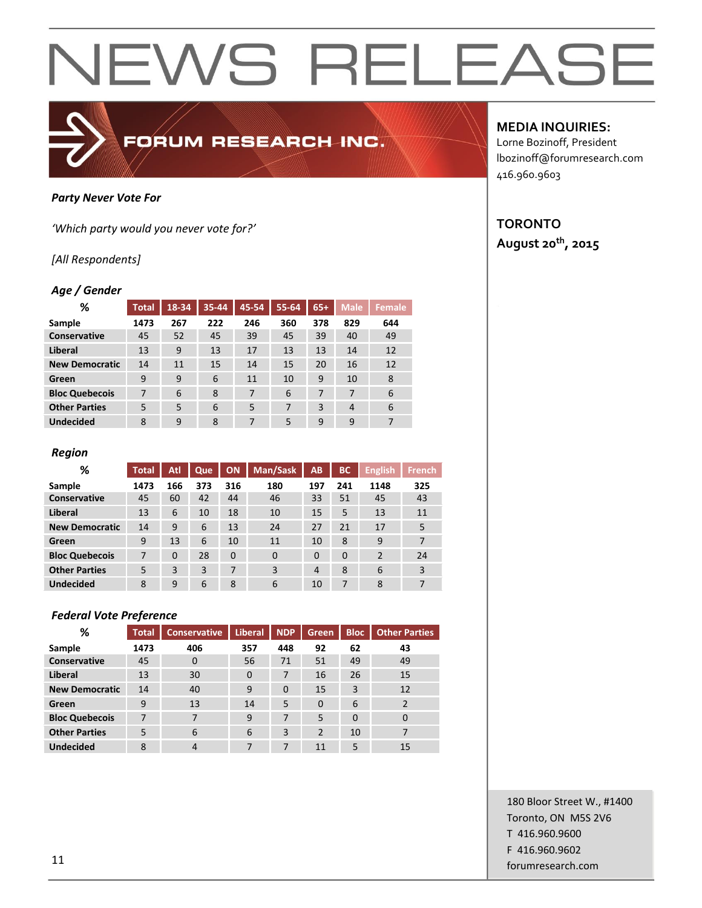# NEWS RELEASE

FORUM RESEARCH INC.

**MEDIA INQUIRIES:**
Lorne Bozinoff, President
lbozinoff@forumresearch.com
416.960.9603

**TORONTO**
**August 20th, 2015**

***Party Never Vote For***

*'Which party would you never vote for?'*

*[All Respondents]*

### *Age / Gender*

| % | Total | 18-34 | 35-44 | 45-54 | 55-64 | 65+ | Male | Female |
|---|---|---|---|---|---|---|---|---|
| **Sample** | 1473 | 267 | 222 | 246 | 360 | 378 | 829 | 644 |
| **Conservative** | 45 | 52 | 45 | 39 | 45 | 39 | 40 | 49 |
| **Liberal** | 13 | 9 | 13 | 17 | 13 | 13 | 14 | 12 |
| **New Democratic** | 14 | 11 | 15 | 14 | 15 | 20 | 16 | 12 |
| **Green** | 9 | 9 | 6 | 11 | 10 | 9 | 10 | 8 |
| **Bloc Quebecois** | 7 | 6 | 8 | 7 | 6 | 7 | 7 | 6 |
| **Other Parties** | 5 | 5 | 6 | 5 | 7 | 3 | 4 | 6 |
| **Undecided** | 8 | 9 | 8 | 7 | 5 | 9 | 9 | 7 |

### *Region*

| % | Total | Atl | Que | ON | Man/Sask | AB | BC | English | French |
|---|---|---|---|---|---|---|---|---|---|
| **Sample** | 1473 | 166 | 373 | 316 | 180 | 197 | 241 | 1148 | 325 |
| **Conservative** | 45 | 60 | 42 | 44 | 46 | 33 | 51 | 45 | 43 |
| **Liberal** | 13 | 6 | 10 | 18 | 10 | 15 | 5 | 13 | 11 |
| **New Democratic** | 14 | 9 | 6 | 13 | 24 | 27 | 21 | 17 | 5 |
| **Green** | 9 | 13 | 6 | 10 | 11 | 10 | 8 | 9 | 7 |
| **Bloc Quebecois** | 7 | 0 | 28 | 0 | 0 | 0 | 0 | 2 | 24 |
| **Other Parties** | 5 | 3 | 3 | 7 | 3 | 4 | 8 | 6 | 3 |
| **Undecided** | 8 | 9 | 6 | 8 | 6 | 10 | 7 | 8 | 7 |

### *Federal Vote Preference*

| % | Total | Conservative | Liberal | NDP | Green | Bloc | Other Parties |
|---|---|---|---|---|---|---|---|
| **Sample** | 1473 | 406 | 357 | 448 | 92 | 62 | 43 |
| **Conservative** | 45 | 0 | 56 | 71 | 51 | 49 | 49 |
| **Liberal** | 13 | 30 | 0 | 7 | 16 | 26 | 15 |
| **New Democratic** | 14 | 40 | 9 | 0 | 15 | 3 | 12 |
| **Green** | 9 | 13 | 14 | 5 | 0 | 6 | 2 |
| **Bloc Quebecois** | 7 | 7 | 9 | 7 | 5 | 0 | 0 |
| **Other Parties** | 5 | 6 | 6 | 3 | 2 | 10 | 7 |
| **Undecided** | 8 | 4 | 7 | 7 | 11 | 5 | 15 |

180 Bloor Street W., #1400
Toronto, ON M5S 2V6
T 416.960.9600
F 416.960.9602
forumresearch.com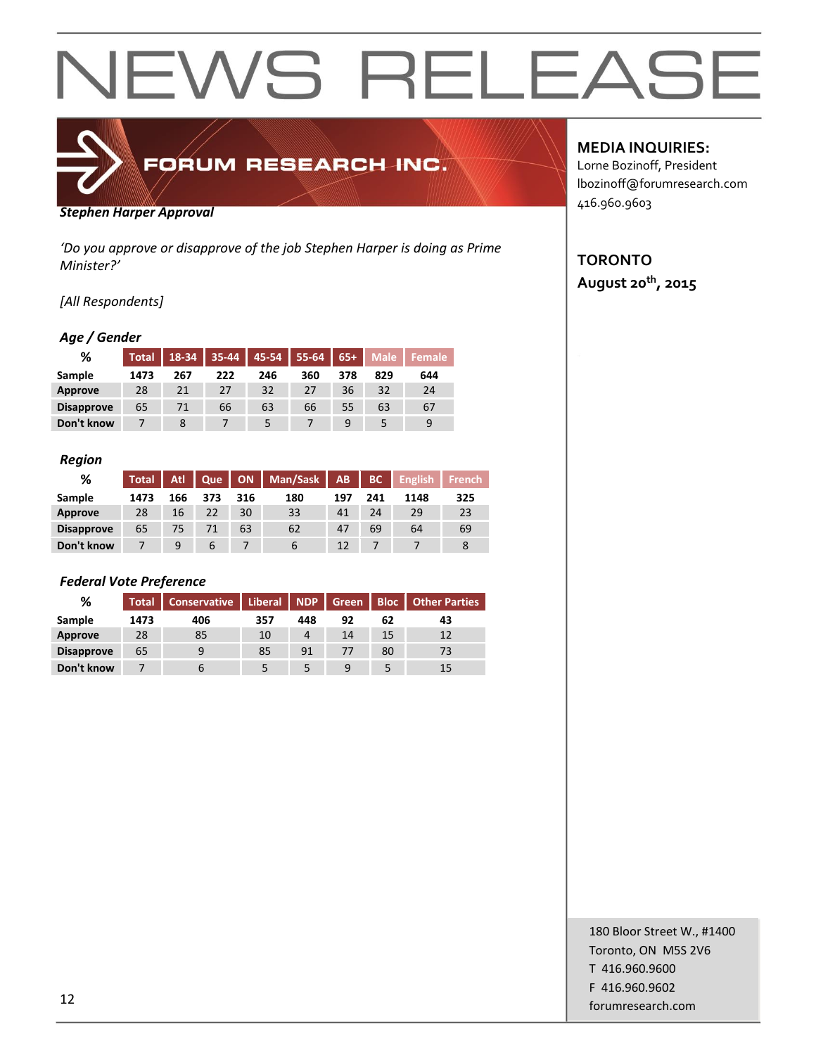# NEWS RELEASE

FORUM RESEARCH INC.

**MEDIA INQUIRIES:**
Lorne Bozinoff, President
lbozinoff@forumresearch.com
416.960.9603

**TORONTO**
**August 20th, 2015**

***Stephen Harper Approval***

*'Do you approve or disapprove of the job Stephen Harper is doing as Prime Minister?'*

*[All Respondents]*

***Age / Gender***

| % | Total | 18-34 | 35-44 | 45-54 | 55-64 | 65+ | Male | Female |
|---|---|---|---|---|---|---|---|---|
| Sample | 1473 | 267 | 222 | 246 | 360 | 378 | 829 | 644 |
| Approve | 28 | 21 | 27 | 32 | 27 | 36 | 32 | 24 |
| Disapprove | 65 | 71 | 66 | 63 | 66 | 55 | 63 | 67 |
| Don't know | 7 | 8 | 7 | 5 | 7 | 9 | 5 | 9 |

***Region***

| % | Total | Atl | Que | ON | Man/Sask | AB | BC | English | French |
|---|---|---|---|---|---|---|---|---|---|
| Sample | 1473 | 166 | 373 | 316 | 180 | 197 | 241 | 1148 | 325 |
| Approve | 28 | 16 | 22 | 30 | 33 | 41 | 24 | 29 | 23 |
| Disapprove | 65 | 75 | 71 | 63 | 62 | 47 | 69 | 64 | 69 |
| Don't know | 7 | 9 | 6 | 7 | 6 | 12 | 7 | 7 | 8 |

***Federal Vote Preference***

| % | Total | Conservative | Liberal | NDP | Green | Bloc | Other Parties |
|---|---|---|---|---|---|---|---|
| Sample | 1473 | 406 | 357 | 448 | 92 | 62 | 43 |
| Approve | 28 | 85 | 10 | 4 | 14 | 15 | 12 |
| Disapprove | 65 | 9 | 85 | 91 | 77 | 80 | 73 |
| Don't know | 7 | 6 | 5 | 5 | 9 | 5 | 15 |

180 Bloor Street W., #1400
Toronto, ON M5S 2V6
T 416.960.9600
F 416.960.9602
forumresearch.com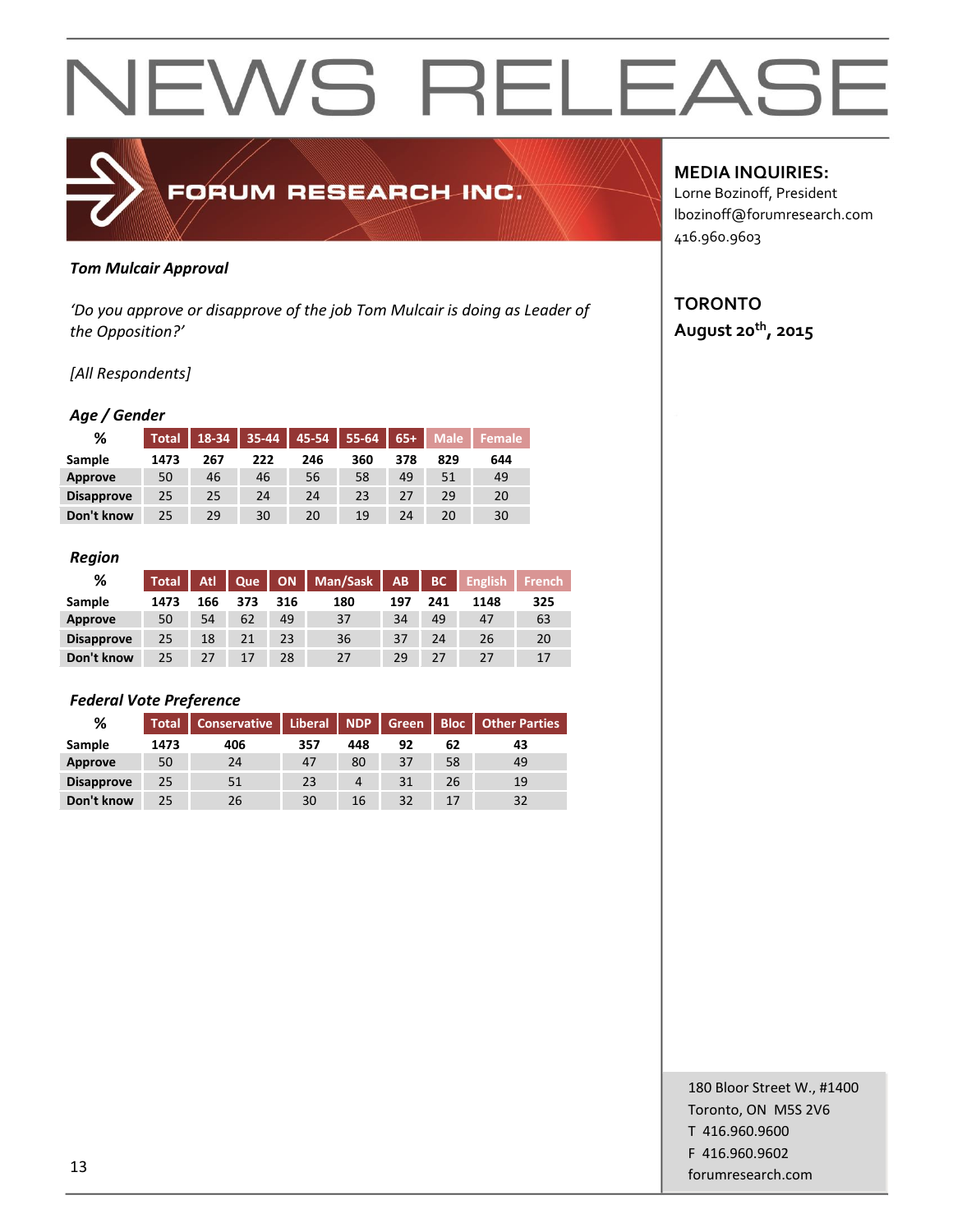# NEWS RELEASE

FORUM RESEARCH INC.

**MEDIA INQUIRIES:**
Lorne Bozinoff, President
lbozinoff@forumresearch.com
416.960.9603

**TORONTO**
**August 20th, 2015**

***Tom Mulcair Approval***

*'Do you approve or disapprove of the job Tom Mulcair is doing as Leader of the Opposition?'*

*[All Respondents]*

### *Age / Gender*

| % | Total | 18-34 | 35-44 | 45-54 | 55-64 | 65+ | Male | Female |
|---|---|---|---|---|---|---|---|---|
| Sample | 1473 | 267 | 222 | 246 | 360 | 378 | 829 | 644 |
| Approve | 50 | 46 | 46 | 56 | 58 | 49 | 51 | 49 |
| Disapprove | 25 | 25 | 24 | 24 | 23 | 27 | 29 | 20 |
| Don't know | 25 | 29 | 30 | 20 | 19 | 24 | 20 | 30 |

### *Region*

| % | Total | Atl | Que | ON | Man/Sask | AB | BC | English | French |
|---|---|---|---|---|---|---|---|---|---|
| Sample | 1473 | 166 | 373 | 316 | 180 | 197 | 241 | 1148 | 325 |
| Approve | 50 | 54 | 62 | 49 | 37 | 34 | 49 | 47 | 63 |
| Disapprove | 25 | 18 | 21 | 23 | 36 | 37 | 24 | 26 | 20 |
| Don't know | 25 | 27 | 17 | 28 | 27 | 29 | 27 | 27 | 17 |

### *Federal Vote Preference*

| % | Total | Conservative | Liberal | NDP | Green | Bloc | Other Parties |
|---|---|---|---|---|---|---|---|
| Sample | 1473 | 406 | 357 | 448 | 92 | 62 | 43 |
| Approve | 50 | 24 | 47 | 80 | 37 | 58 | 49 |
| Disapprove | 25 | 51 | 23 | 4 | 31 | 26 | 19 |
| Don't know | 25 | 26 | 30 | 16 | 32 | 17 | 32 |

180 Bloor Street W., #1400
Toronto, ON M5S 2V6
T 416.960.9600
F 416.960.9602
forumresearch.com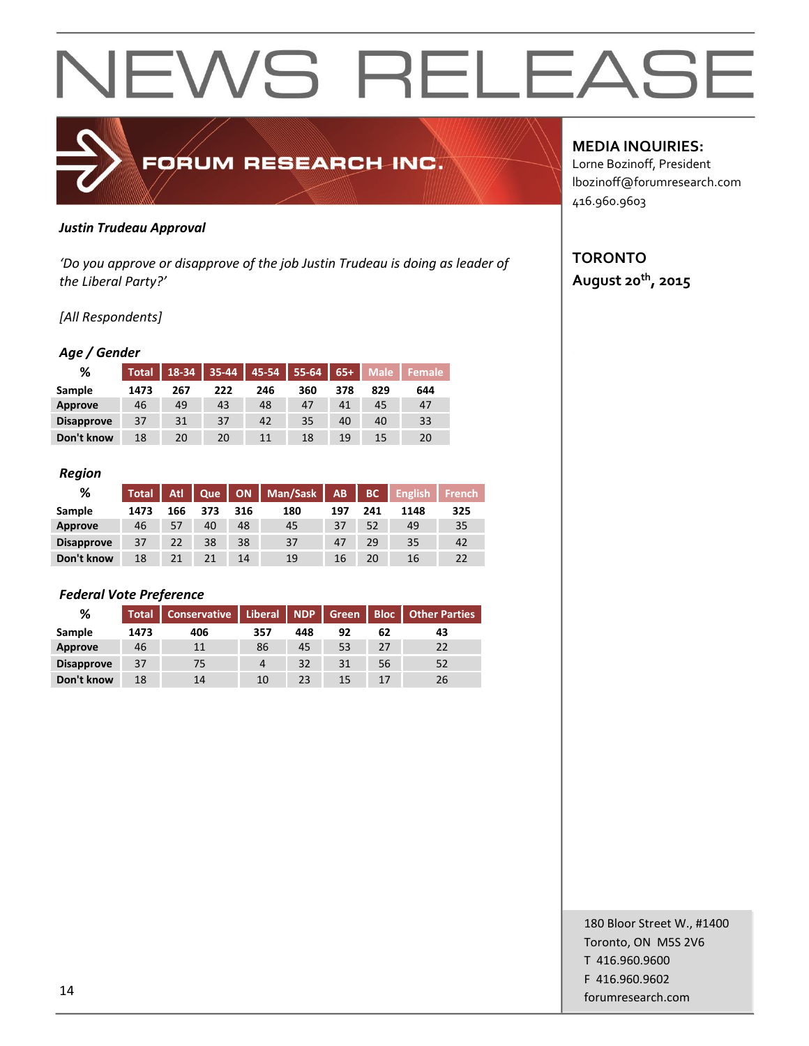# NEWS RELEASE

**FORUM RESEARCH INC.**

**MEDIA INQUIRIES:**
Lorne Bozinoff, President
lbozinoff@forumresearch.com
416.960.9603

**TORONTO**
**August 20th, 2015**

***Justin Trudeau Approval***

*'Do you approve or disapprove of the job Justin Trudeau is doing as leader of the Liberal Party?'*

*[All Respondents]*

***Age / Gender***

| % | Total | 18-34 | 35-44 | 45-54 | 55-64 | 65+ | Male | Female |
|---|---|---|---|---|---|---|---|---|
| Sample | 1473 | 267 | 222 | 246 | 360 | 378 | 829 | 644 |
| Approve | 46 | 49 | 43 | 48 | 47 | 41 | 45 | 47 |
| Disapprove | 37 | 31 | 37 | 42 | 35 | 40 | 40 | 33 |
| Don't know | 18 | 20 | 20 | 11 | 18 | 19 | 15 | 20 |

***Region***

| % | Total | Atl | Que | ON | Man/Sask | AB | BC | English | French |
|---|---|---|---|---|---|---|---|---|---|
| Sample | 1473 | 166 | 373 | 316 | 180 | 197 | 241 | 1148 | 325 |
| Approve | 46 | 57 | 40 | 48 | 45 | 37 | 52 | 49 | 35 |
| Disapprove | 37 | 22 | 38 | 38 | 37 | 47 | 29 | 35 | 42 |
| Don't know | 18 | 21 | 21 | 14 | 19 | 16 | 20 | 16 | 22 |

***Federal Vote Preference***

| % | Total | Conservative | Liberal | NDP | Green | Bloc | Other Parties |
|---|---|---|---|---|---|---|---|
| Sample | 1473 | 406 | 357 | 448 | 92 | 62 | 43 |
| Approve | 46 | 11 | 86 | 45 | 53 | 27 | 22 |
| Disapprove | 37 | 75 | 4 | 32 | 31 | 56 | 52 |
| Don't know | 18 | 14 | 10 | 23 | 15 | 17 | 26 |

180 Bloor Street W., #1400
Toronto, ON M5S 2V6
T 416.960.9600
F 416.960.9602
forumresearch.com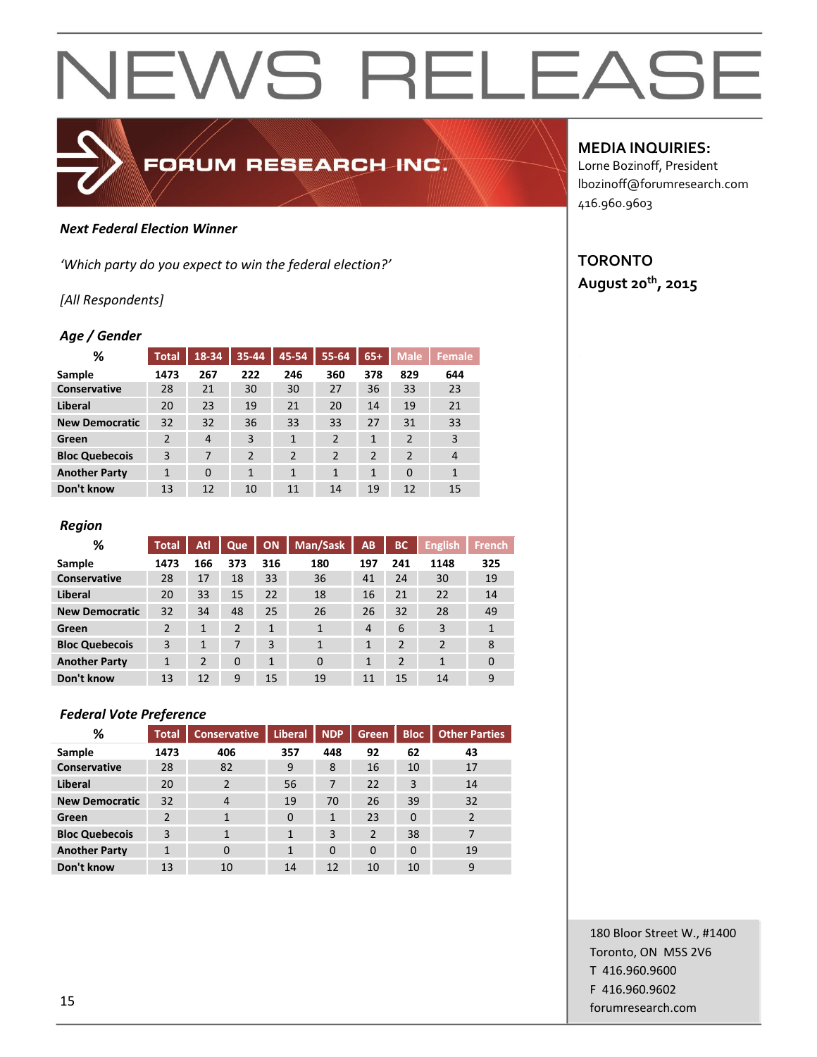# NEWS RELEASE

FORUM RESEARCH INC.

**MEDIA INQUIRIES:**
Lorne Bozinoff, President
lbozinoff@forumresearch.com
416.960.9603

**TORONTO**
**August 20th, 2015**

***Next Federal Election Winner***

*'Which party do you expect to win the federal election?'*

*[All Respondents]*

***Age / Gender***

| % | Total | 18-34 | 35-44 | 45-54 | 55-64 | 65+ | Male | Female |
|---|---|---|---|---|---|---|---|---|
| **Sample** | **1473** | **267** | **222** | **246** | **360** | **378** | **829** | **644** |
| **Conservative** | 28 | 21 | 30 | 30 | 27 | 36 | 33 | 23 |
| **Liberal** | 20 | 23 | 19 | 21 | 20 | 14 | 19 | 21 |
| **New Democratic** | 32 | 32 | 36 | 33 | 33 | 27 | 31 | 33 |
| **Green** | 2 | 4 | 3 | 1 | 2 | 1 | 2 | 3 |
| **Bloc Quebecois** | 3 | 7 | 2 | 2 | 2 | 2 | 2 | 4 |
| **Another Party** | 1 | 0 | 1 | 1 | 1 | 1 | 0 | 1 |
| **Don't know** | 13 | 12 | 10 | 11 | 14 | 19 | 12 | 15 |

***Region***

| % | Total | Atl | Que | ON | Man/Sask | AB | BC | English | French |
|---|---|---|---|---|---|---|---|---|---|
| **Sample** | **1473** | **166** | **373** | **316** | **180** | **197** | **241** | **1148** | **325** |
| **Conservative** | 28 | 17 | 18 | 33 | 36 | 41 | 24 | 30 | 19 |
| **Liberal** | 20 | 33 | 15 | 22 | 18 | 16 | 21 | 22 | 14 |
| **New Democratic** | 32 | 34 | 48 | 25 | 26 | 26 | 32 | 28 | 49 |
| **Green** | 2 | 1 | 2 | 1 | 1 | 4 | 6 | 3 | 1 |
| **Bloc Quebecois** | 3 | 1 | 7 | 3 | 1 | 1 | 2 | 2 | 8 |
| **Another Party** | 1 | 2 | 0 | 1 | 0 | 1 | 2 | 1 | 0 |
| **Don't know** | 13 | 12 | 9 | 15 | 19 | 11 | 15 | 14 | 9 |

***Federal Vote Preference***

| % | Total | Conservative | Liberal | NDP | Green | Bloc | Other Parties |
|---|---|---|---|---|---|---|---|
| **Sample** | **1473** | **406** | **357** | **448** | **92** | **62** | **43** |
| **Conservative** | 28 | 82 | 9 | 8 | 16 | 10 | 17 |
| **Liberal** | 20 | 2 | 56 | 7 | 22 | 3 | 14 |
| **New Democratic** | 32 | 4 | 19 | 70 | 26 | 39 | 32 |
| **Green** | 2 | 1 | 0 | 1 | 23 | 0 | 2 |
| **Bloc Quebecois** | 3 | 1 | 1 | 3 | 2 | 38 | 7 |
| **Another Party** | 1 | 0 | 1 | 0 | 0 | 0 | 19 |
| **Don't know** | 13 | 10 | 14 | 12 | 10 | 10 | 9 |

180 Bloor Street W., #1400
Toronto, ON M5S 2V6
T 416.960.9600
F 416.960.9602
forumresearch.com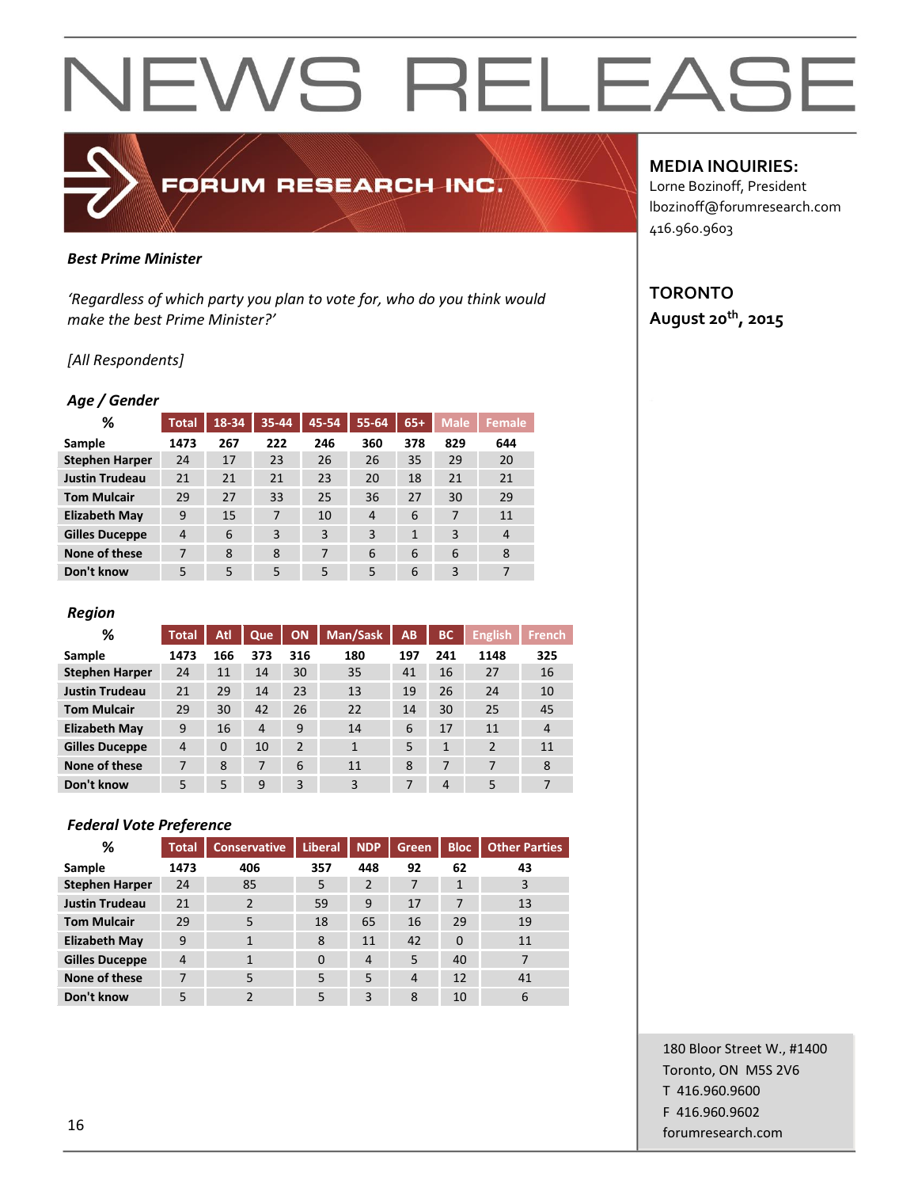# NEWS RELEASE

FORUM RESEARCH INC.

**MEDIA INQUIRIES:**
Lorne Bozinoff, President
lbozinoff@forumresearch.com
416.960.9603

**TORONTO**
**August 20th, 2015**

***Best Prime Minister***

*'Regardless of which party you plan to vote for, who do you think would make the best Prime Minister?'*

*[All Respondents]*

***Age / Gender***

| % | Total | 18-34 | 35-44 | 45-54 | 55-64 | 65+ | Male | Female |
|---|---|---|---|---|---|---|---|---|
| **Sample** | **1473** | **267** | **222** | **246** | **360** | **378** | **829** | **644** |
| **Stephen Harper** | 24 | 17 | 23 | 26 | 26 | 35 | 29 | 20 |
| **Justin Trudeau** | 21 | 21 | 21 | 23 | 20 | 18 | 21 | 21 |
| **Tom Mulcair** | 29 | 27 | 33 | 25 | 36 | 27 | 30 | 29 |
| **Elizabeth May** | 9 | 15 | 7 | 10 | 4 | 6 | 7 | 11 |
| **Gilles Duceppe** | 4 | 6 | 3 | 3 | 3 | 1 | 3 | 4 |
| **None of these** | 7 | 8 | 8 | 7 | 6 | 6 | 6 | 8 |
| **Don't know** | 5 | 5 | 5 | 5 | 5 | 6 | 3 | 7 |

***Region***

| % | Total | Atl | Que | ON | Man/Sask | AB | BC | English | French |
|---|---|---|---|---|---|---|---|---|---|
| **Sample** | **1473** | **166** | **373** | **316** | **180** | **197** | **241** | **1148** | **325** |
| **Stephen Harper** | 24 | 11 | 14 | 30 | 35 | 41 | 16 | 27 | 16 |
| **Justin Trudeau** | 21 | 29 | 14 | 23 | 13 | 19 | 26 | 24 | 10 |
| **Tom Mulcair** | 29 | 30 | 42 | 26 | 22 | 14 | 30 | 25 | 45 |
| **Elizabeth May** | 9 | 16 | 4 | 9 | 14 | 6 | 17 | 11 | 4 |
| **Gilles Duceppe** | 4 | 0 | 10 | 2 | 1 | 5 | 1 | 2 | 11 |
| **None of these** | 7 | 8 | 7 | 6 | 11 | 8 | 7 | 7 | 8 |
| **Don't know** | 5 | 5 | 9 | 3 | 3 | 7 | 4 | 5 | 7 |

***Federal Vote Preference***

| % | Total | Conservative | Liberal | NDP | Green | Bloc | Other Parties |
|---|---|---|---|---|---|---|---|
| **Sample** | **1473** | **406** | **357** | **448** | **92** | **62** | **43** |
| **Stephen Harper** | 24 | 85 | 5 | 2 | 7 | 1 | 3 |
| **Justin Trudeau** | 21 | 2 | 59 | 9 | 17 | 7 | 13 |
| **Tom Mulcair** | 29 | 5 | 18 | 65 | 16 | 29 | 19 |
| **Elizabeth May** | 9 | 1 | 8 | 11 | 42 | 0 | 11 |
| **Gilles Duceppe** | 4 | 1 | 0 | 4 | 5 | 40 | 7 |
| **None of these** | 7 | 5 | 5 | 5 | 4 | 12 | 41 |
| **Don't know** | 5 | 2 | 5 | 3 | 8 | 10 | 6 |

180 Bloor Street W., #1400
Toronto, ON M5S 2V6
T 416.960.9600
F 416.960.9602
forumresearch.com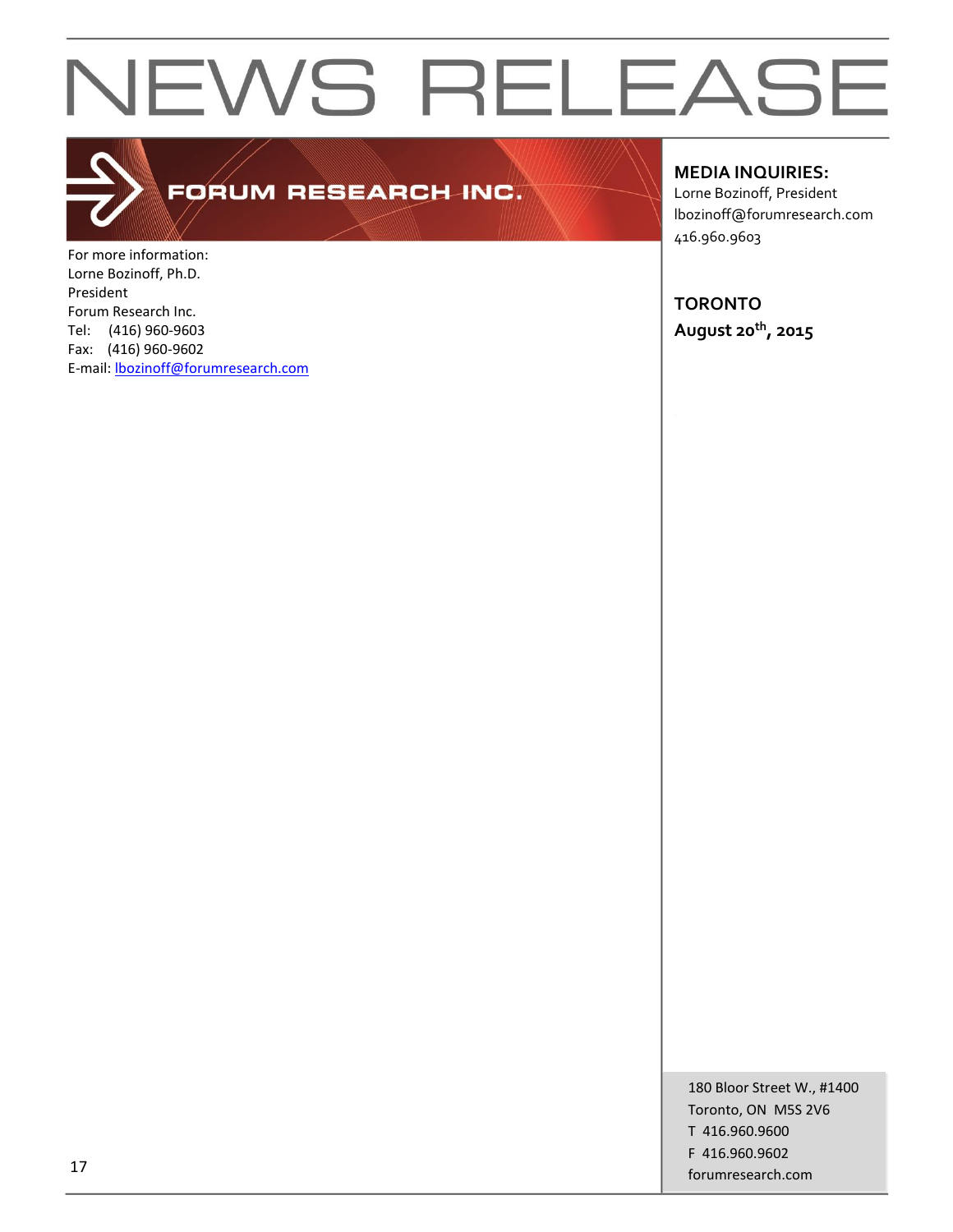# NEWS RELEASE

FORUM RESEARCH INC.

For more information:
Lorne Bozinoff, Ph.D.
President
Forum Research Inc.
Tel: (416) 960-9603
Fax: (416) 960-9602
E-mail: lbozinoff@forumresearch.com

**MEDIA INQUIRIES:**
Lorne Bozinoff, President
lbozinoff@forumresearch.com
416.960.9603

**TORONTO**
**August 20th, 2015**

180 Bloor Street W., #1400
Toronto, ON M5S 2V6
T 416.960.9600
F 416.960.9602
forumresearch.com